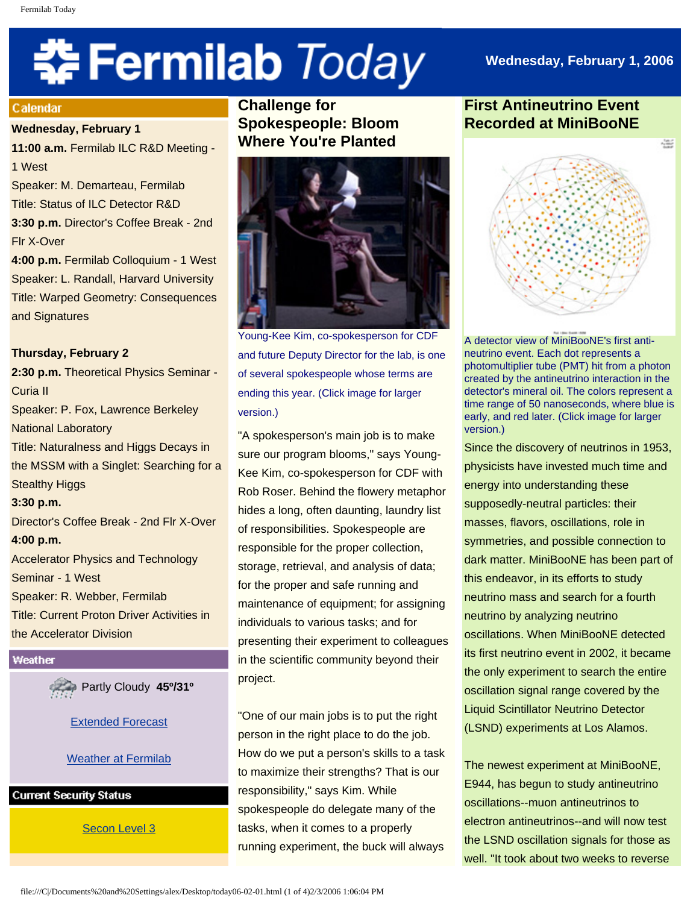# Fermilab Today

Wednesday, February 1, 2006

## Calendar

**Wednesday, February 1**

**11:00 a.m.** Fermilab ILC R&D Meeting - 1 West
Speaker: M. Demarteau, Fermilab
Title: Status of ILC Detector R&D

**3:30 p.m.** Director's Coffee Break - 2nd Flr X-Over

**4:00 p.m.** Fermilab Colloquium - 1 West
Speaker: L. Randall, Harvard University
Title: Warped Geometry: Consequences and Signatures

**Thursday, February 2**

**2:30 p.m.** Theoretical Physics Seminar - Curia II
Speaker: P. Fox, Lawrence Berkeley National Laboratory
Title: Naturalness and Higgs Decays in the MSSM with a Singlet: Searching for a Stealthy Higgs

**3:30 p.m.**
Director's Coffee Break - 2nd Flr X-Over

**4:00 p.m.**
Accelerator Physics and Technology Seminar - 1 West
Speaker: R. Webber, Fermilab
Title: Current Proton Driver Activities in the Accelerator Division

## Weather

Partly Cloudy **45º/31º**

Extended Forecast

Weather at Fermilab

## Current Security Status

Secon Level 3

## Challenge for Spokespeople: Bloom Where You're Planted

Young-Kee Kim, co-spokesperson for CDF and future Deputy Director for the lab, is one of several spokespeople whose terms are ending this year. (Click image for larger version.)

"A spokesperson's main job is to make sure our program blooms," says Young-Kee Kim, co-spokesperson for CDF with Rob Roser. Behind the flowery metaphor hides a long, often daunting, laundry list of responsibilities. Spokespeople are responsible for the proper collection, storage, retrieval, and analysis of data; for the proper and safe running and maintenance of equipment; for assigning individuals to various tasks; and for presenting their experiment to colleagues in the scientific community beyond their project.

"One of our main jobs is to put the right person in the right place to do the job. How do we put a person's skills to a task to maximize their strengths? That is our responsibility," says Kim. While spokespeople do delegate many of the tasks, when it comes to a properly running experiment, the buck will always

## First Antineutrino Event Recorded at MiniBooNE

A detector view of MiniBooNE's first anti-neutrino event. Each dot represents a photomultiplier tube (PMT) hit from a photon created by the antineutrino interaction in the detector's mineral oil. The colors represent a time range of 50 nanoseconds, where blue is early, and red later. (Click image for larger version.)

Since the discovery of neutrinos in 1953, physicists have invested much time and energy into understanding these supposedly-neutral particles: their masses, flavors, oscillations, role in symmetries, and possible connection to dark matter. MiniBooNE has been part of this endeavor, in its efforts to study neutrino mass and search for a fourth neutrino by analyzing neutrino oscillations. When MiniBooNE detected its first neutrino event in 2002, it became the only experiment to search the entire oscillation signal range covered by the Liquid Scintillator Neutrino Detector (LSND) experiments at Los Alamos.

The newest experiment at MiniBooNE, E944, has begun to study antineutrino oscillations--muon antineutrinos to electron antineutrinos--and will now test the LSND oscillation signals for those as well. "It took about two weeks to reverse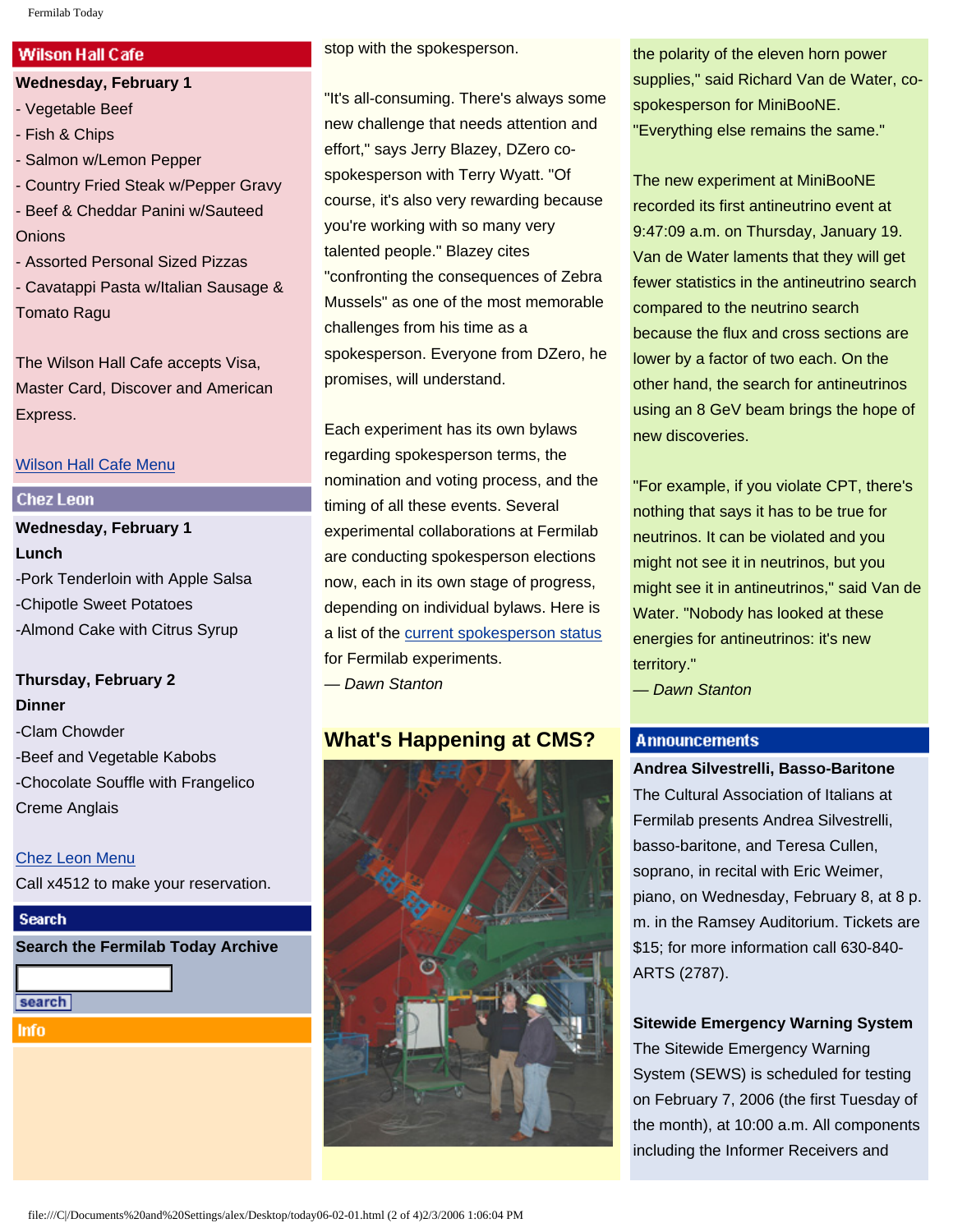## Wilson Hall Cafe

**Wednesday, February 1**

- Vegetable Beef
- Fish & Chips
- Salmon w/Lemon Pepper
- Country Fried Steak w/Pepper Gravy
- Beef & Cheddar Panini w/Sauteed Onions
- Assorted Personal Sized Pizzas
- Cavatappi Pasta w/Italian Sausage & Tomato Ragu

The Wilson Hall Cafe accepts Visa, Master Card, Discover and American Express.

[Wilson Hall Cafe Menu]

## Chez Leon

**Wednesday, February 1**
**Lunch**
-Pork Tenderloin with Apple Salsa
-Chipotle Sweet Potatoes
-Almond Cake with Citrus Syrup

**Thursday, February 2**
**Dinner**
-Clam Chowder
-Beef and Vegetable Kabobs
-Chocolate Souffle with Frangelico Creme Anglais

[Chez Leon Menu]
Call x4512 to make your reservation.

## Search

**Search the Fermilab Today Archive**

search

## Info

stop with the spokesperson.

"It's all-consuming. There's always some new challenge that needs attention and effort," says Jerry Blazey, DZero co-spokesperson with Terry Wyatt. "Of course, it's also very rewarding because you're working with so many very talented people." Blazey cites "confronting the consequences of Zebra Mussels" as one of the most memorable challenges from his time as a spokesperson. Everyone from DZero, he promises, will understand.

Each experiment has its own bylaws regarding spokesperson terms, the nomination and voting process, and the timing of all these events. Several experimental collaborations at Fermilab are conducting spokesperson elections now, each in its own stage of progress, depending on individual bylaws. Here is a list of the current spokesperson status for Fermilab experiments.
*— Dawn Stanton*

## What's Happening at CMS?

the polarity of the eleven horn power supplies," said Richard Van de Water, co-spokesperson for MiniBooNE. "Everything else remains the same."

The new experiment at MiniBooNE recorded its first antineutrino event at 9:47:09 a.m. on Thursday, January 19. Van de Water laments that they will get fewer statistics in the antineutrino search compared to the neutrino search because the flux and cross sections are lower by a factor of two each. On the other hand, the search for antineutrinos using an 8 GeV beam brings the hope of new discoveries.

"For example, if you violate CPT, there's nothing that says it has to be true for neutrinos. It can be violated and you might not see it in neutrinos, but you might see it in antineutrinos," said Van de Water. "Nobody has looked at these energies for antineutrinos: it's new territory."
*— Dawn Stanton*

## Announcements

**Andrea Silvestrelli, Basso-Baritone**
The Cultural Association of Italians at Fermilab presents Andrea Silvestrelli, basso-baritone, and Teresa Cullen, soprano, in recital with Eric Weimer, piano, on Wednesday, February 8, at 8 p.m. in the Ramsey Auditorium. Tickets are $15; for more information call 630-840-ARTS (2787).

**Sitewide Emergency Warning System**
The Sitewide Emergency Warning System (SEWS) is scheduled for testing on February 7, 2006 (the first Tuesday of the month), at 10:00 a.m. All components including the Informer Receivers and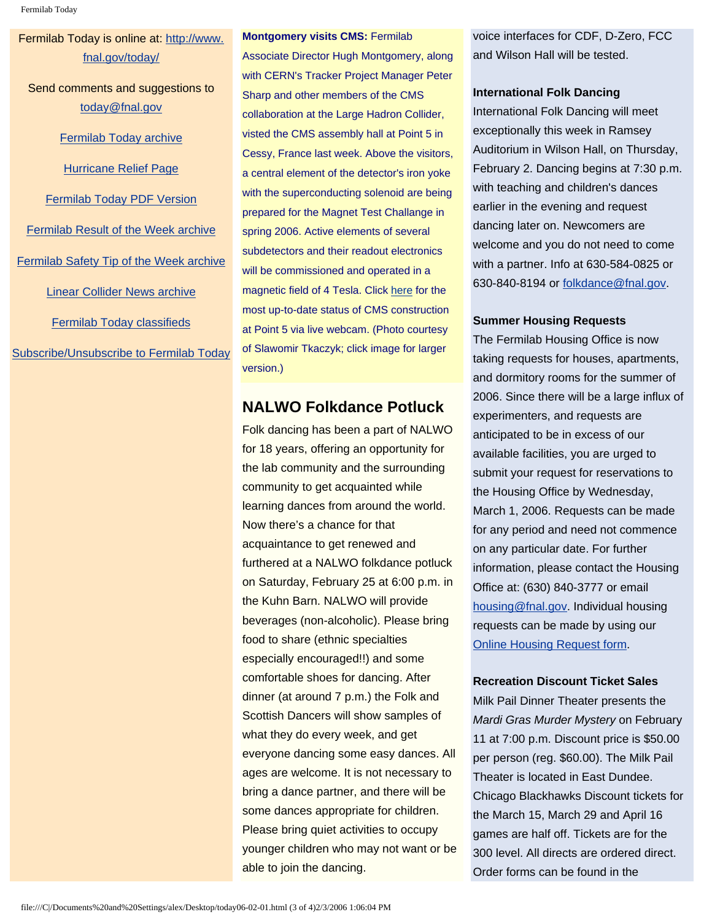Fermilab Today is online at: [http://www.fnal.gov/today/](http://www.fnal.gov/today/)

Send comments and suggestions to [today@fnal.gov](mailto:today@fnal.gov)

[Fermilab Today archive]()

[Hurricane Relief Page]()

[Fermilab Today PDF Version]()

[Fermilab Result of the Week archive]()

[Fermilab Safety Tip of the Week archive]()

[Linear Collider News archive]()

[Fermilab Today classifieds]()

[Subscribe/Unsubscribe to Fermilab Today]()

**Montgomery visits CMS:** Fermilab Associate Director Hugh Montgomery, along with CERN's Tracker Project Manager Peter Sharp and other members of the CMS collaboration at the Large Hadron Collider, visted the CMS assembly hall at Point 5 in Cessy, France last week. Above the visitors, a central element of the detector's iron yoke with the superconducting solenoid are being prepared for the Magnet Test Challange in spring 2006. Active elements of several subdetectors and their readout electronics will be commissioned and operated in a magnetic field of 4 Tesla. Click [here]() for the most up-to-date status of CMS construction at Point 5 via live webcam. (Photo courtesy of Slawomir Tkaczyk; click image for larger version.)

## NALWO Folkdance Potluck

Folk dancing has been a part of NALWO for 18 years, offering an opportunity for the lab community and the surrounding community to get acquainted while learning dances from around the world. Now there's a chance for that acquaintance to get renewed and furthered at a NALWO folkdance potluck on Saturday, February 25 at 6:00 p.m. in the Kuhn Barn. NALWO will provide beverages (non-alcoholic). Please bring food to share (ethnic specialties especially encouraged!!) and some comfortable shoes for dancing. After dinner (at around 7 p.m.) the Folk and Scottish Dancers will show samples of what they do every week, and get everyone dancing some easy dances. All ages are welcome. It is not necessary to bring a dance partner, and there will be some dances appropriate for children. Please bring quiet activities to occupy younger children who may not want or be able to join the dancing.

voice interfaces for CDF, D-Zero, FCC and Wilson Hall will be tested.

**International Folk Dancing**
International Folk Dancing will meet exceptionally this week in Ramsey Auditorium in Wilson Hall, on Thursday, February 2. Dancing begins at 7:30 p.m. with teaching and children's dances earlier in the evening and request dancing later on. Newcomers are welcome and you do not need to come with a partner. Info at 630-584-0825 or 630-840-8194 or [folkdance@fnal.gov](mailto:folkdance@fnal.gov).

**Summer Housing Requests**
The Fermilab Housing Office is now taking requests for houses, apartments, and dormitory rooms for the summer of 2006. Since there will be a large influx of experimenters, and requests are anticipated to be in excess of our available facilities, you are urged to submit your request for reservations to the Housing Office by Wednesday, March 1, 2006. Requests can be made for any period and need not commence on any particular date. For further information, please contact the Housing Office at: (630) 840-3777 or email [housing@fnal.gov](mailto:housing@fnal.gov). Individual housing requests can be made by using our [Online Housing Request form]().

**Recreation Discount Ticket Sales**
Milk Pail Dinner Theater presents the *Mardi Gras Murder Mystery* on February 11 at 7:00 p.m. Discount price is $50.00 per person (reg. $60.00). The Milk Pail Theater is located in East Dundee. Chicago Blackhawks Discount tickets for the March 15, March 29 and April 16 games are half off. Tickets are for the 300 level. All directs are ordered direct. Order forms can be found in the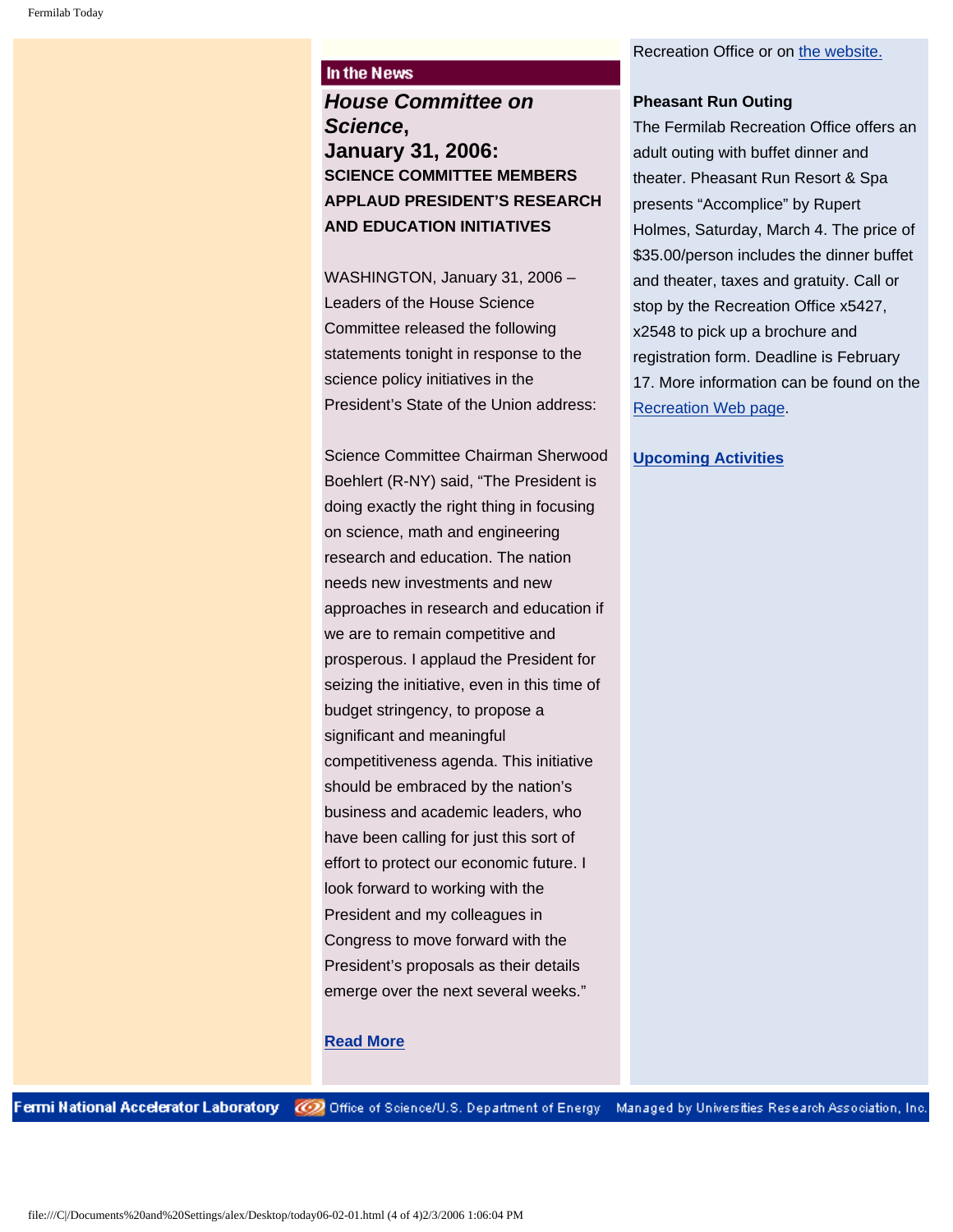## In the News

***House Committee on Science*, January 31, 2006:**
**SCIENCE COMMITTEE MEMBERS APPLAUD PRESIDENT'S RESEARCH AND EDUCATION INITIATIVES**

WASHINGTON, January 31, 2006 – Leaders of the House Science Committee released the following statements tonight in response to the science policy initiatives in the President's State of the Union address:

Science Committee Chairman Sherwood Boehlert (R-NY) said, "The President is doing exactly the right thing in focusing on science, math and engineering research and education. The nation needs new investments and new approaches in research and education if we are to remain competitive and prosperous. I applaud the President for seizing the initiative, even in this time of budget stringency, to propose a significant and meaningful competitiveness agenda. This initiative should be embraced by the nation's business and academic leaders, who have been calling for just this sort of effort to protect our economic future. I look forward to working with the President and my colleagues in Congress to move forward with the President's proposals as their details emerge over the next several weeks."

**Read More**

Recreation Office or on the website.

**Pheasant Run Outing**

The Fermilab Recreation Office offers an adult outing with buffet dinner and theater. Pheasant Run Resort & Spa presents "Accomplice" by Rupert Holmes, Saturday, March 4. The price of $35.00/person includes the dinner buffet and theater, taxes and gratuity. Call or stop by the Recreation Office x5427, x2548 to pick up a brochure and registration form. Deadline is February 17. More information can be found on the Recreation Web page.

**Upcoming Activities**

Fermi National Accelerator Laboratory | Office of Science/U.S. Department of Energy | Managed by Universities Research Association, Inc.